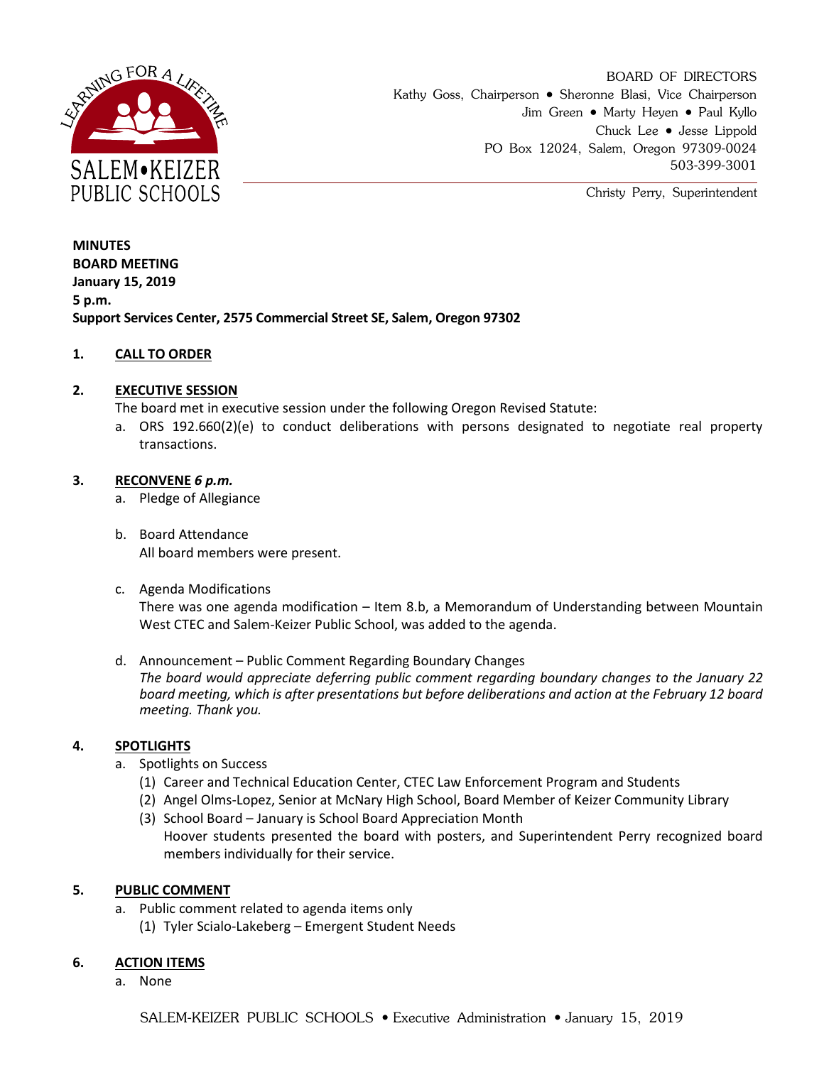BOARD OF DIRECTORS
Kathy Goss, Chairperson • Sheronne Blasi, Vice Chairperson
Jim Green • Marty Heyen • Paul Kyllo
Chuck Lee • Jesse Lippold
PO Box 12024, Salem, Oregon 97309-0024
503-399-3001

Christy Perry, Superintendent

**MINUTES**
**BOARD MEETING**
**January 15, 2019**
**5 p.m.**
**Support Services Center, 2575 Commercial Street SE, Salem, Oregon 97302**

**1. CALL TO ORDER**

**2. EXECUTIVE SESSION**

The board met in executive session under the following Oregon Revised Statute:

a. ORS 192.660(2)(e) to conduct deliberations with persons designated to negotiate real property transactions.

**3. RECONVENE** ***6 p.m.***

a. Pledge of Allegiance

b. Board Attendance
All board members were present.

c. Agenda Modifications
There was one agenda modification – Item 8.b, a Memorandum of Understanding between Mountain West CTEC and Salem-Keizer Public School, was added to the agenda.

d. Announcement – Public Comment Regarding Boundary Changes
*The board would appreciate deferring public comment regarding boundary changes to the January 22 board meeting, which is after presentations but before deliberations and action at the February 12 board meeting. Thank you.*

**4. SPOTLIGHTS**

a. Spotlights on Success
   (1) Career and Technical Education Center, CTEC Law Enforcement Program and Students
   (2) Angel Olms-Lopez, Senior at McNary High School, Board Member of Keizer Community Library
   (3) School Board – January is School Board Appreciation Month
   Hoover students presented the board with posters, and Superintendent Perry recognized board members individually for their service.

**5. PUBLIC COMMENT**

a. Public comment related to agenda items only
   (1) Tyler Scialo-Lakeberg – Emergent Student Needs

**6. ACTION ITEMS**

a. None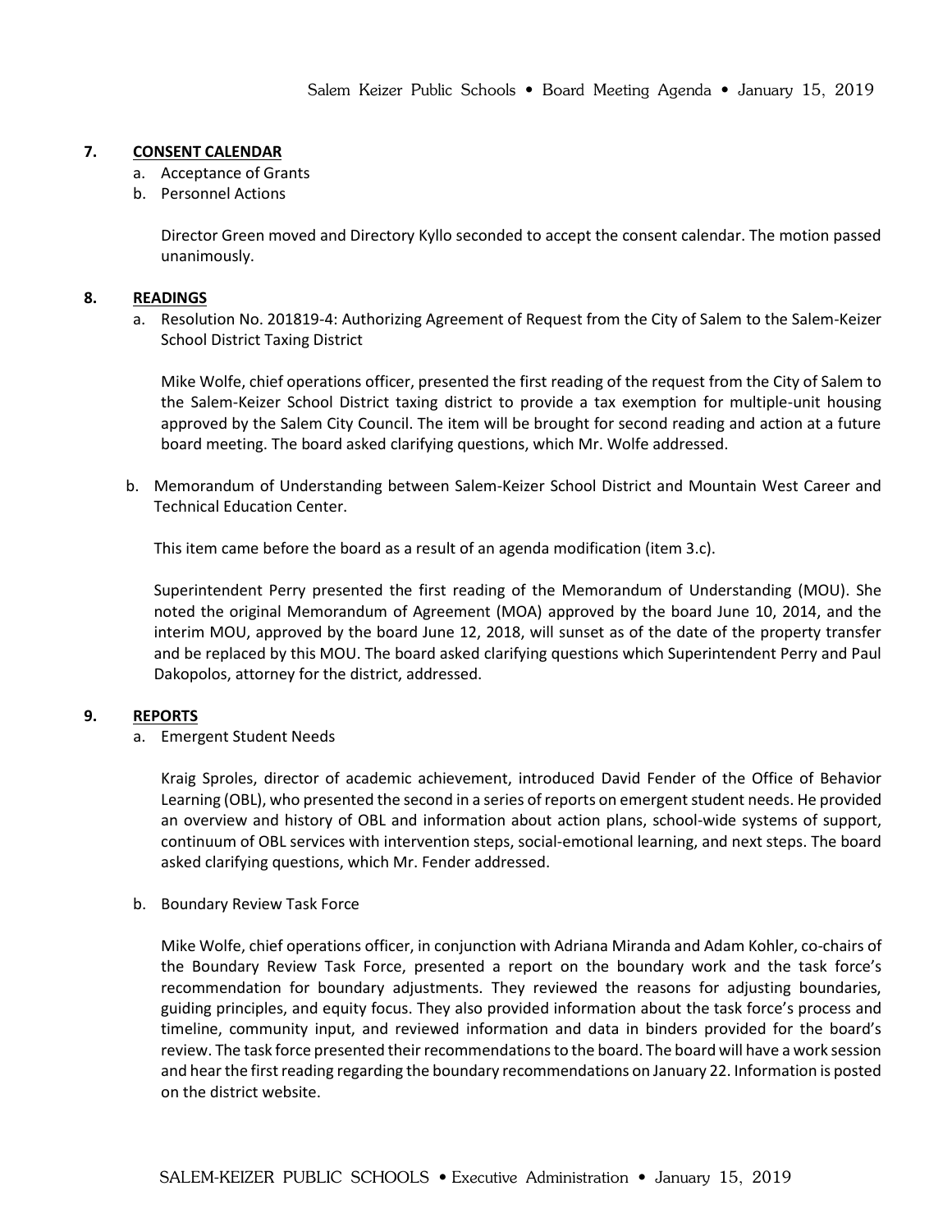**7. CONSENT CALENDAR**

a. Acceptance of Grants
b. Personnel Actions

Director Green moved and Directory Kyllo seconded to accept the consent calendar. The motion passed unanimously.

**8. READINGS**

a. Resolution No. 201819-4: Authorizing Agreement of Request from the City of Salem to the Salem-Keizer School District Taxing District

Mike Wolfe, chief operations officer, presented the first reading of the request from the City of Salem to the Salem-Keizer School District taxing district to provide a tax exemption for multiple-unit housing approved by the Salem City Council. The item will be brought for second reading and action at a future board meeting. The board asked clarifying questions, which Mr. Wolfe addressed.

b. Memorandum of Understanding between Salem-Keizer School District and Mountain West Career and Technical Education Center.

This item came before the board as a result of an agenda modification (item 3.c).

Superintendent Perry presented the first reading of the Memorandum of Understanding (MOU). She noted the original Memorandum of Agreement (MOA) approved by the board June 10, 2014, and the interim MOU, approved by the board June 12, 2018, will sunset as of the date of the property transfer and be replaced by this MOU. The board asked clarifying questions which Superintendent Perry and Paul Dakopolos, attorney for the district, addressed.

**9. REPORTS**

a. Emergent Student Needs

Kraig Sproles, director of academic achievement, introduced David Fender of the Office of Behavior Learning (OBL), who presented the second in a series of reports on emergent student needs. He provided an overview and history of OBL and information about action plans, school-wide systems of support, continuum of OBL services with intervention steps, social-emotional learning, and next steps. The board asked clarifying questions, which Mr. Fender addressed.

b. Boundary Review Task Force

Mike Wolfe, chief operations officer, in conjunction with Adriana Miranda and Adam Kohler, co-chairs of the Boundary Review Task Force, presented a report on the boundary work and the task force's recommendation for boundary adjustments. They reviewed the reasons for adjusting boundaries, guiding principles, and equity focus. They also provided information about the task force's process and timeline, community input, and reviewed information and data in binders provided for the board's review. The task force presented their recommendations to the board. The board will have a work session and hear the first reading regarding the boundary recommendations on January 22. Information is posted on the district website.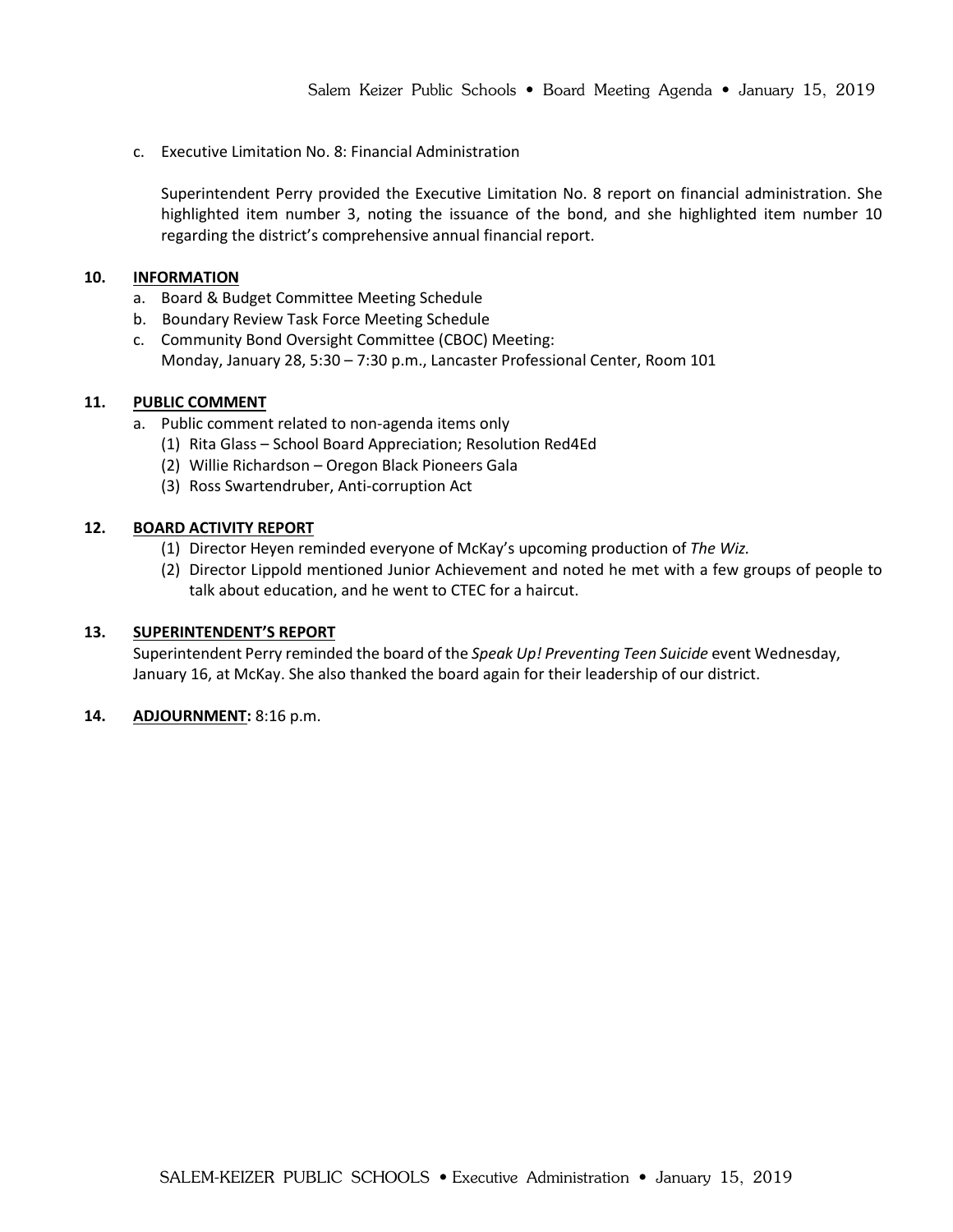c. Executive Limitation No. 8: Financial Administration

Superintendent Perry provided the Executive Limitation No. 8 report on financial administration. She highlighted item number 3, noting the issuance of the bond, and she highlighted item number 10 regarding the district's comprehensive annual financial report.

**10. INFORMATION**

a. Board & Budget Committee Meeting Schedule
b. Boundary Review Task Force Meeting Schedule
c. Community Bond Oversight Committee (CBOC) Meeting:
Monday, January 28, 5:30 – 7:30 p.m., Lancaster Professional Center, Room 101

**11. PUBLIC COMMENT**

a. Public comment related to non-agenda items only
   (1) Rita Glass – School Board Appreciation; Resolution Red4Ed
   (2) Willie Richardson – Oregon Black Pioneers Gala
   (3) Ross Swartendruber, Anti-corruption Act

**12. BOARD ACTIVITY REPORT**

(1) Director Heyen reminded everyone of McKay's upcoming production of *The Wiz.*
(2) Director Lippold mentioned Junior Achievement and noted he met with a few groups of people to talk about education, and he went to CTEC for a haircut.

**13. SUPERINTENDENT'S REPORT**

Superintendent Perry reminded the board of the *Speak Up! Preventing Teen Suicide* event Wednesday, January 16, at McKay. She also thanked the board again for their leadership of our district.

**14. ADJOURNMENT:** 8:16 p.m.